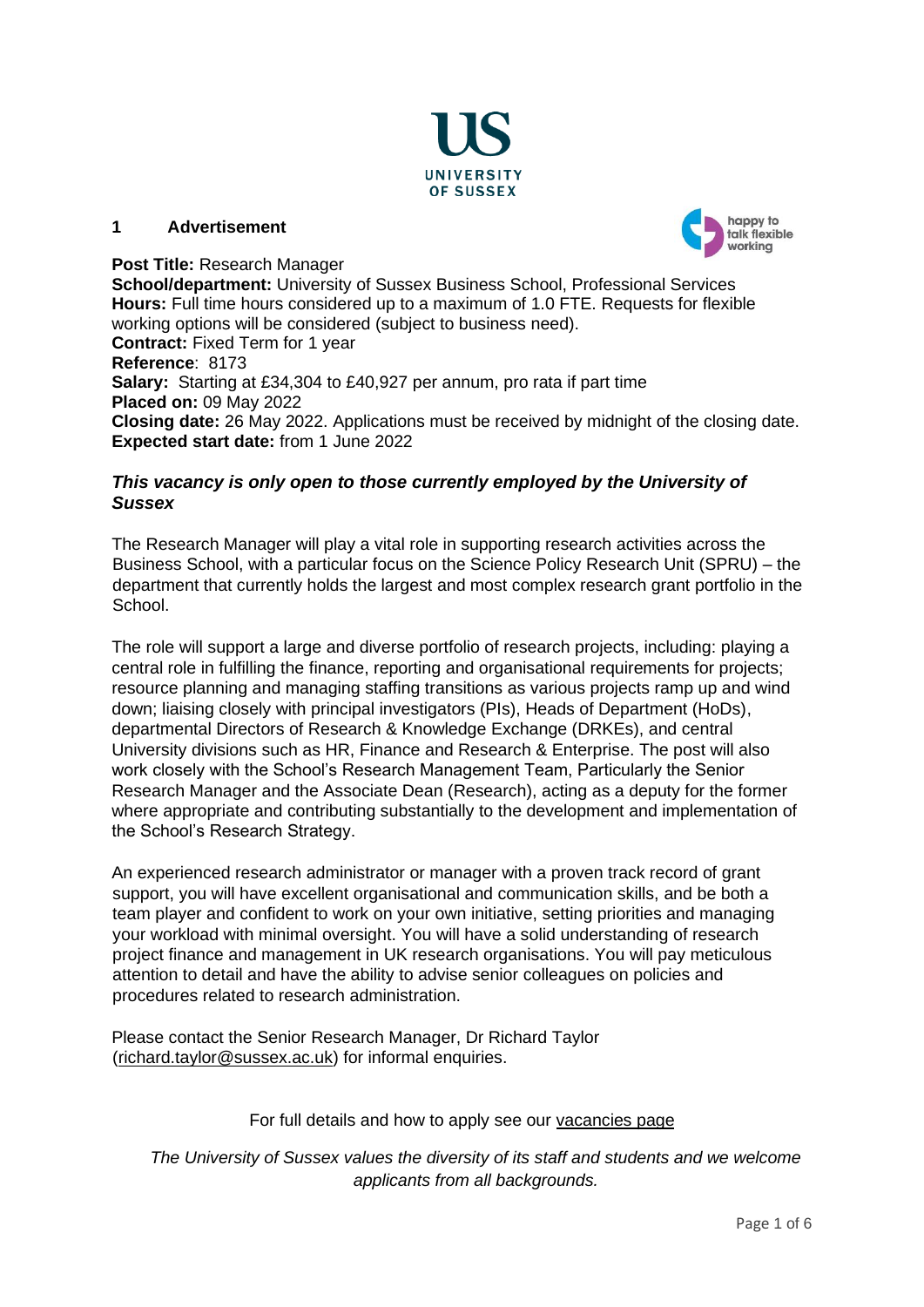## 1 Advertisement

**Post Title:** Research Manager
**School/department:** University of Sussex Business School, Professional Services
**Hours:** Full time hours considered up to a maximum of 1.0 FTE. Requests for flexible working options will be considered (subject to business need).
**Contract:** Fixed Term for 1 year
**Reference**: 8173
**Salary:** Starting at £34,304 to £40,927 per annum, pro rata if part time
**Placed on:** 09 May 2022
**Closing date:** 26 May 2022. Applications must be received by midnight of the closing date.
**Expected start date:** from 1 June 2022

***This vacancy is only open to those currently employed by the University of Sussex***

The Research Manager will play a vital role in supporting research activities across the Business School, with a particular focus on the Science Policy Research Unit (SPRU) – the department that currently holds the largest and most complex research grant portfolio in the School.

The role will support a large and diverse portfolio of research projects, including: playing a central role in fulfilling the finance, reporting and organisational requirements for projects; resource planning and managing staffing transitions as various projects ramp up and wind down; liaising closely with principal investigators (PIs), Heads of Department (HoDs), departmental Directors of Research & Knowledge Exchange (DRKEs), and central University divisions such as HR, Finance and Research & Enterprise. The post will also work closely with the School's Research Management Team, Particularly the Senior Research Manager and the Associate Dean (Research), acting as a deputy for the former where appropriate and contributing substantially to the development and implementation of the School's Research Strategy.

An experienced research administrator or manager with a proven track record of grant support, you will have excellent organisational and communication skills, and be both a team player and confident to work on your own initiative, setting priorities and managing your workload with minimal oversight. You will have a solid understanding of research project finance and management in UK research organisations. You will pay meticulous attention to detail and have the ability to advise senior colleagues on policies and procedures related to research administration.

Please contact the Senior Research Manager, Dr Richard Taylor (richard.taylor@sussex.ac.uk) for informal enquiries.

For full details and how to apply see our vacancies page

*The University of Sussex values the diversity of its staff and students and we welcome applicants from all backgrounds.*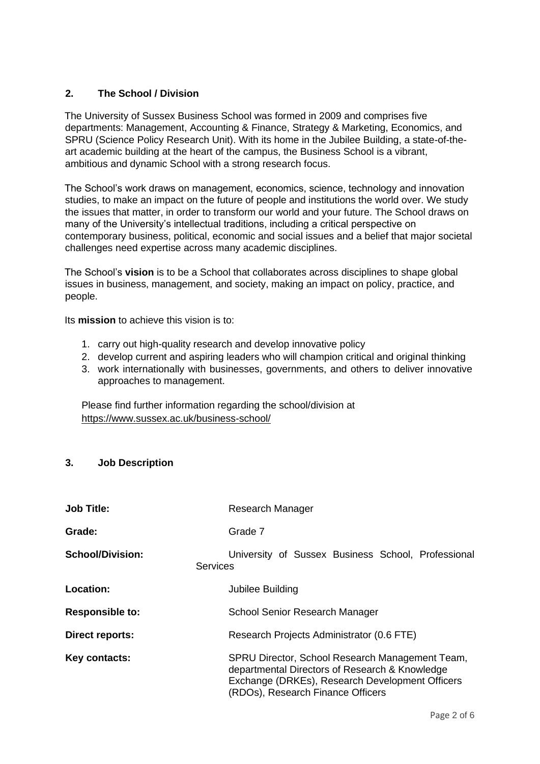## 2. The School / Division

The University of Sussex Business School was formed in 2009 and comprises five departments: Management, Accounting & Finance, Strategy & Marketing, Economics, and SPRU (Science Policy Research Unit). With its home in the Jubilee Building, a state-of-the-art academic building at the heart of the campus, the Business School is a vibrant, ambitious and dynamic School with a strong research focus.

The School's work draws on management, economics, science, technology and innovation studies, to make an impact on the future of people and institutions the world over. We study the issues that matter, in order to transform our world and your future. The School draws on many of the University's intellectual traditions, including a critical perspective on contemporary business, political, economic and social issues and a belief that major societal challenges need expertise across many academic disciplines.

The School's **vision** is to be a School that collaborates across disciplines to shape global issues in business, management, and society, making an impact on policy, practice, and people.

Its **mission** to achieve this vision is to:

1. carry out high-quality research and develop innovative policy
2. develop current and aspiring leaders who will champion critical and original thinking
3. work internationally with businesses, governments, and others to deliver innovative approaches to management.

Please find further information regarding the school/division at https://www.sussex.ac.uk/business-school/

## 3. Job Description

| | |
|---|---|
| **Job Title:** | Research Manager |
| **Grade:** | Grade 7 |
| **School/Division:** | University of Sussex Business School, Professional Services |
| **Location:** | Jubilee Building |
| **Responsible to:** | School Senior Research Manager |
| **Direct reports:** | Research Projects Administrator (0.6 FTE) |
| **Key contacts:** | SPRU Director, School Research Management Team, departmental Directors of Research & Knowledge Exchange (DRKEs), Research Development Officers (RDOs), Research Finance Officers |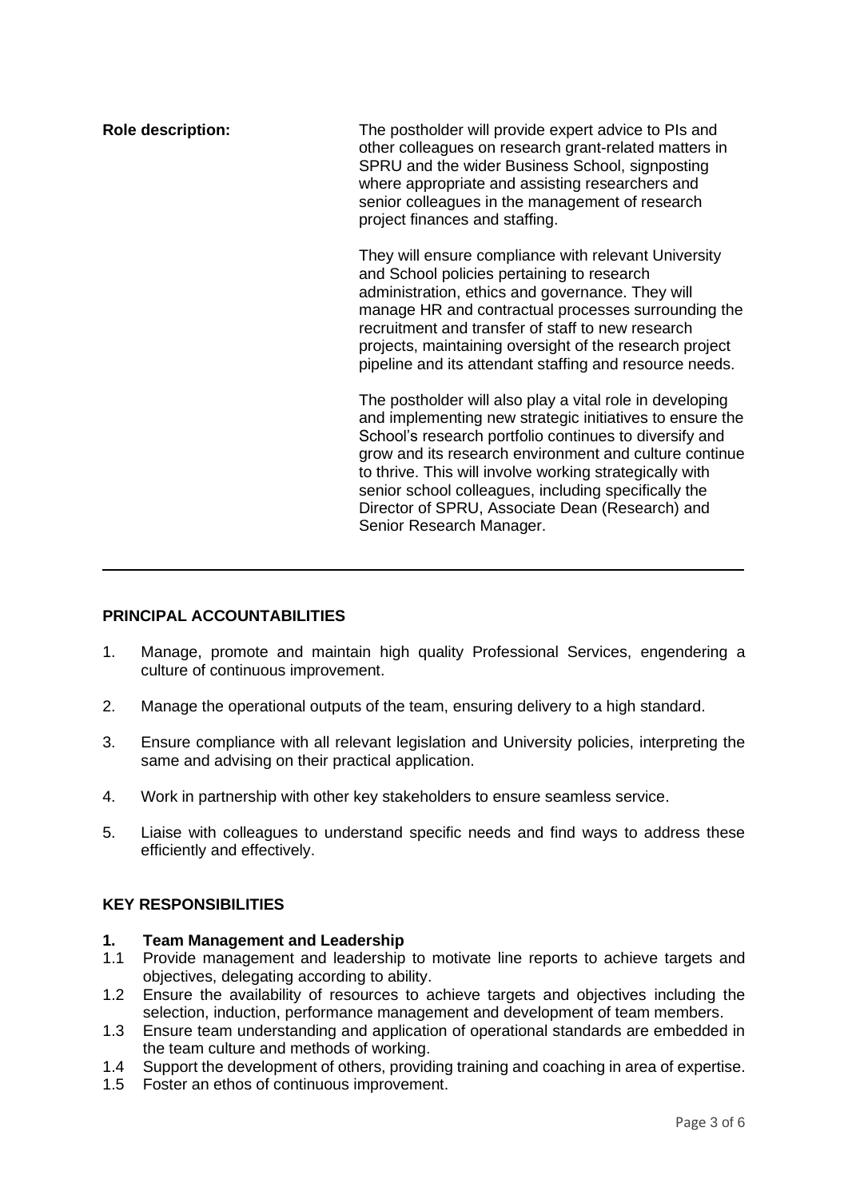**Role description:**

The postholder will provide expert advice to PIs and other colleagues on research grant-related matters in SPRU and the wider Business School, signposting where appropriate and assisting researchers and senior colleagues in the management of research project finances and staffing.

They will ensure compliance with relevant University and School policies pertaining to research administration, ethics and governance. They will manage HR and contractual processes surrounding the recruitment and transfer of staff to new research projects, maintaining oversight of the research project pipeline and its attendant staffing and resource needs.

The postholder will also play a vital role in developing and implementing new strategic initiatives to ensure the School's research portfolio continues to diversify and grow and its research environment and culture continue to thrive. This will involve working strategically with senior school colleagues, including specifically the Director of SPRU, Associate Dean (Research) and Senior Research Manager.

---

## PRINCIPAL ACCOUNTABILITIES

1. Manage, promote and maintain high quality Professional Services, engendering a culture of continuous improvement.
2. Manage the operational outputs of the team, ensuring delivery to a high standard.
3. Ensure compliance with all relevant legislation and University policies, interpreting the same and advising on their practical application.
4. Work in partnership with other key stakeholders to ensure seamless service.
5. Liaise with colleagues to understand specific needs and find ways to address these efficiently and effectively.

## KEY RESPONSIBILITIES

**1. Team Management and Leadership**

1.1 Provide management and leadership to motivate line reports to achieve targets and objectives, delegating according to ability.
1.2 Ensure the availability of resources to achieve targets and objectives including the selection, induction, performance management and development of team members.
1.3 Ensure team understanding and application of operational standards are embedded in the team culture and methods of working.
1.4 Support the development of others, providing training and coaching in area of expertise.
1.5 Foster an ethos of continuous improvement.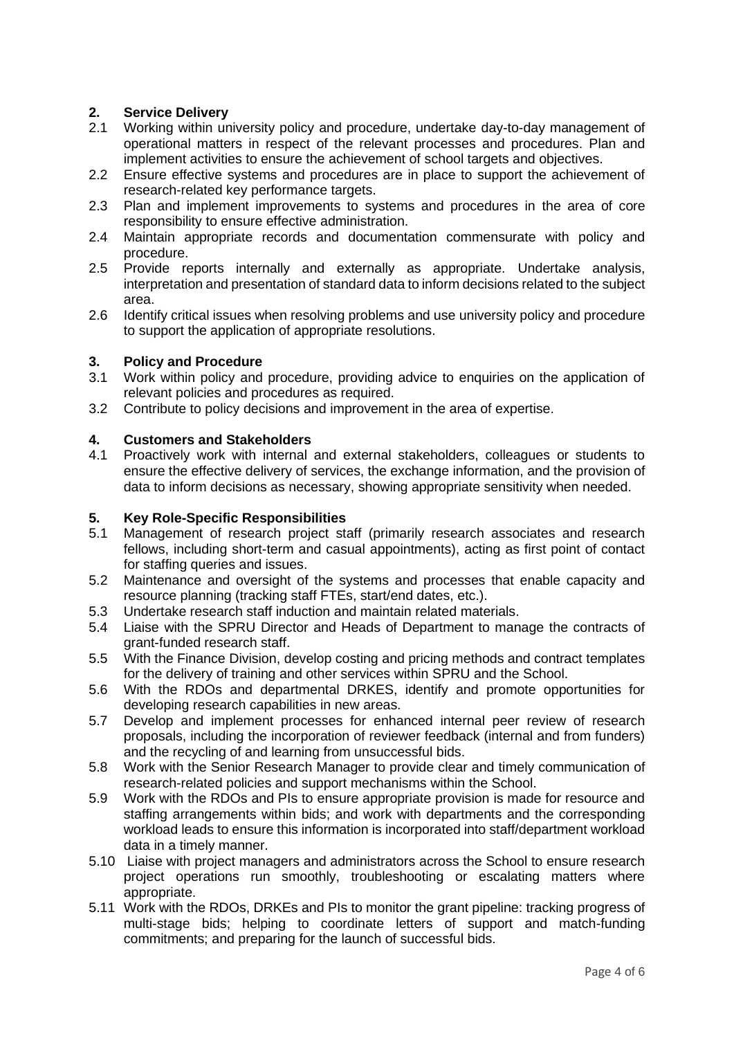## 2. Service Delivery

2.1 Working within university policy and procedure, undertake day-to-day management of operational matters in respect of the relevant processes and procedures. Plan and implement activities to ensure the achievement of school targets and objectives.

2.2 Ensure effective systems and procedures are in place to support the achievement of research-related key performance targets.

2.3 Plan and implement improvements to systems and procedures in the area of core responsibility to ensure effective administration.

2.4 Maintain appropriate records and documentation commensurate with policy and procedure.

2.5 Provide reports internally and externally as appropriate. Undertake analysis, interpretation and presentation of standard data to inform decisions related to the subject area.

2.6 Identify critical issues when resolving problems and use university policy and procedure to support the application of appropriate resolutions.

## 3. Policy and Procedure

3.1 Work within policy and procedure, providing advice to enquiries on the application of relevant policies and procedures as required.

3.2 Contribute to policy decisions and improvement in the area of expertise.

## 4. Customers and Stakeholders

4.1 Proactively work with internal and external stakeholders, colleagues or students to ensure the effective delivery of services, the exchange information, and the provision of data to inform decisions as necessary, showing appropriate sensitivity when needed.

## 5. Key Role-Specific Responsibilities

5.1 Management of research project staff (primarily research associates and research fellows, including short-term and casual appointments), acting as first point of contact for staffing queries and issues.

5.2 Maintenance and oversight of the systems and processes that enable capacity and resource planning (tracking staff FTEs, start/end dates, etc.).

5.3 Undertake research staff induction and maintain related materials.

5.4 Liaise with the SPRU Director and Heads of Department to manage the contracts of grant-funded research staff.

5.5 With the Finance Division, develop costing and pricing methods and contract templates for the delivery of training and other services within SPRU and the School.

5.6 With the RDOs and departmental DRKES, identify and promote opportunities for developing research capabilities in new areas.

5.7 Develop and implement processes for enhanced internal peer review of research proposals, including the incorporation of reviewer feedback (internal and from funders) and the recycling of and learning from unsuccessful bids.

5.8 Work with the Senior Research Manager to provide clear and timely communication of research-related policies and support mechanisms within the School.

5.9 Work with the RDOs and PIs to ensure appropriate provision is made for resource and staffing arrangements within bids; and work with departments and the corresponding workload leads to ensure this information is incorporated into staff/department workload data in a timely manner.

5.10 Liaise with project managers and administrators across the School to ensure research project operations run smoothly, troubleshooting or escalating matters where appropriate.

5.11 Work with the RDOs, DRKEs and PIs to monitor the grant pipeline: tracking progress of multi-stage bids; helping to coordinate letters of support and match-funding commitments; and preparing for the launch of successful bids.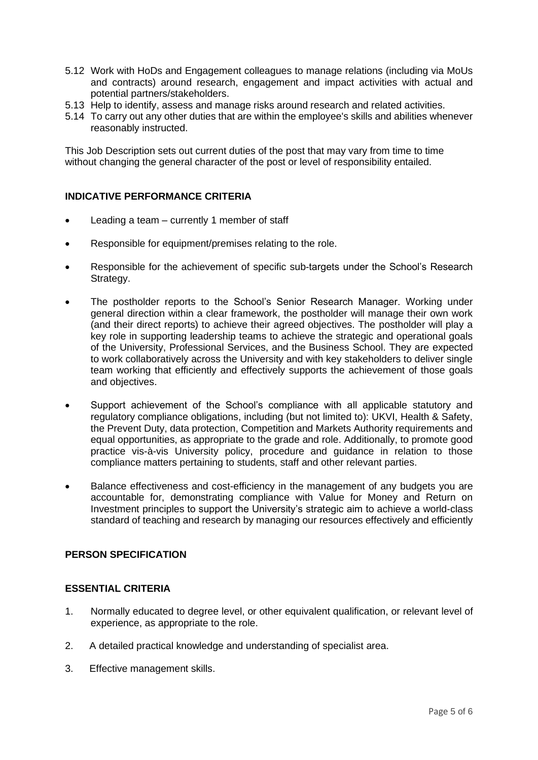5.12 Work with HoDs and Engagement colleagues to manage relations (including via MoUs and contracts) around research, engagement and impact activities with actual and potential partners/stakeholders.

5.13 Help to identify, assess and manage risks around research and related activities.

5.14 To carry out any other duties that are within the employee's skills and abilities whenever reasonably instructed.

This Job Description sets out current duties of the post that may vary from time to time without changing the general character of the post or level of responsibility entailed.

**INDICATIVE PERFORMANCE CRITERIA**

- Leading a team – currently 1 member of staff
- Responsible for equipment/premises relating to the role.
- Responsible for the achievement of specific sub-targets under the School's Research Strategy.
- The postholder reports to the School's Senior Research Manager. Working under general direction within a clear framework, the postholder will manage their own work (and their direct reports) to achieve their agreed objectives. The postholder will play a key role in supporting leadership teams to achieve the strategic and operational goals of the University, Professional Services, and the Business School. They are expected to work collaboratively across the University and with key stakeholders to deliver single team working that efficiently and effectively supports the achievement of those goals and objectives.
- Support achievement of the School's compliance with all applicable statutory and regulatory compliance obligations, including (but not limited to): UKVI, Health & Safety, the Prevent Duty, data protection, Competition and Markets Authority requirements and equal opportunities, as appropriate to the grade and role. Additionally, to promote good practice vis-à-vis University policy, procedure and guidance in relation to those compliance matters pertaining to students, staff and other relevant parties.
- Balance effectiveness and cost-efficiency in the management of any budgets you are accountable for, demonstrating compliance with Value for Money and Return on Investment principles to support the University's strategic aim to achieve a world-class standard of teaching and research by managing our resources effectively and efficiently

**PERSON SPECIFICATION**

**ESSENTIAL CRITERIA**

1. Normally educated to degree level, or other equivalent qualification, or relevant level of experience, as appropriate to the role.
2. A detailed practical knowledge and understanding of specialist area.
3. Effective management skills.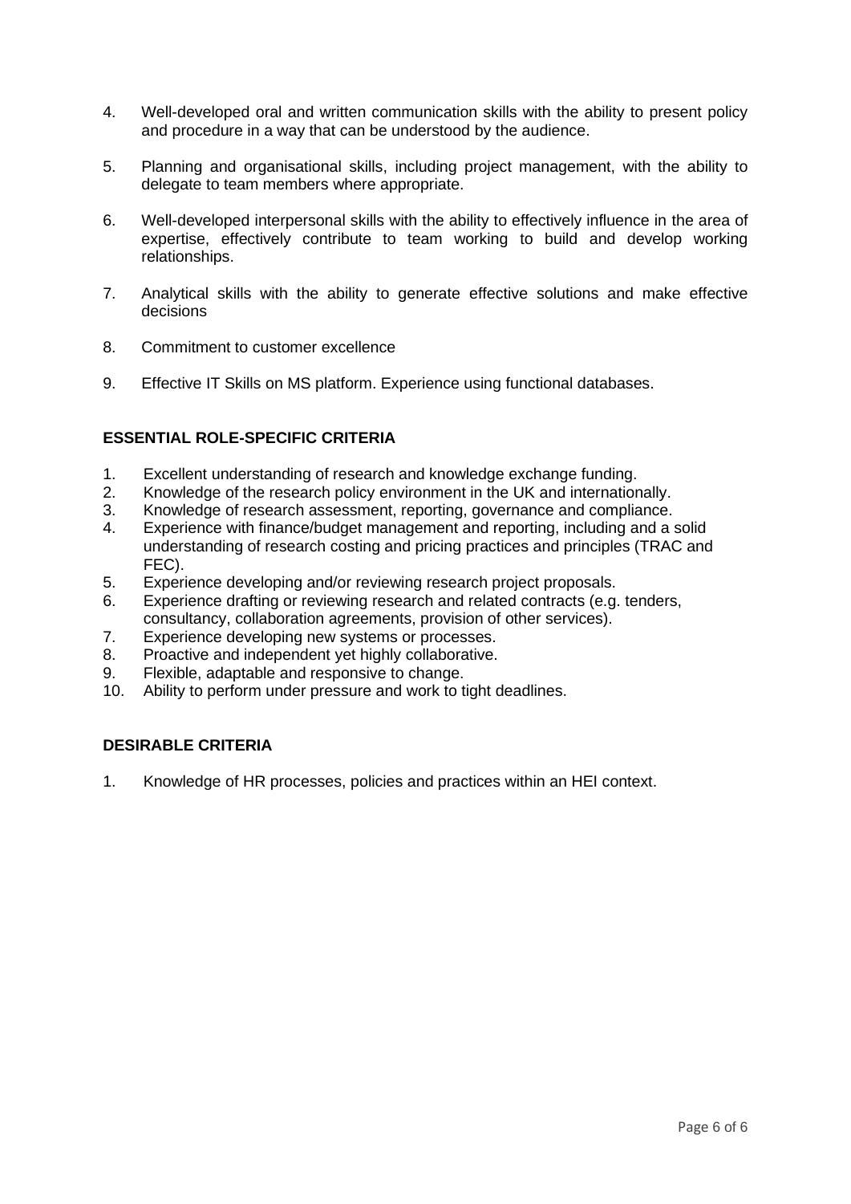4. Well-developed oral and written communication skills with the ability to present policy and procedure in a way that can be understood by the audience.

5. Planning and organisational skills, including project management, with the ability to delegate to team members where appropriate.

6. Well-developed interpersonal skills with the ability to effectively influence in the area of expertise, effectively contribute to team working to build and develop working relationships.

7. Analytical skills with the ability to generate effective solutions and make effective decisions

8. Commitment to customer excellence

9. Effective IT Skills on MS platform. Experience using functional databases.

**ESSENTIAL ROLE-SPECIFIC CRITERIA**

1. Excellent understanding of research and knowledge exchange funding.
2. Knowledge of the research policy environment in the UK and internationally.
3. Knowledge of research assessment, reporting, governance and compliance.
4. Experience with finance/budget management and reporting, including and a solid understanding of research costing and pricing practices and principles (TRAC and FEC).
5. Experience developing and/or reviewing research project proposals.
6. Experience drafting or reviewing research and related contracts (e.g. tenders, consultancy, collaboration agreements, provision of other services).
7. Experience developing new systems or processes.
8. Proactive and independent yet highly collaborative.
9. Flexible, adaptable and responsive to change.
10. Ability to perform under pressure and work to tight deadlines.

**DESIRABLE CRITERIA**

1. Knowledge of HR processes, policies and practices within an HEI context.